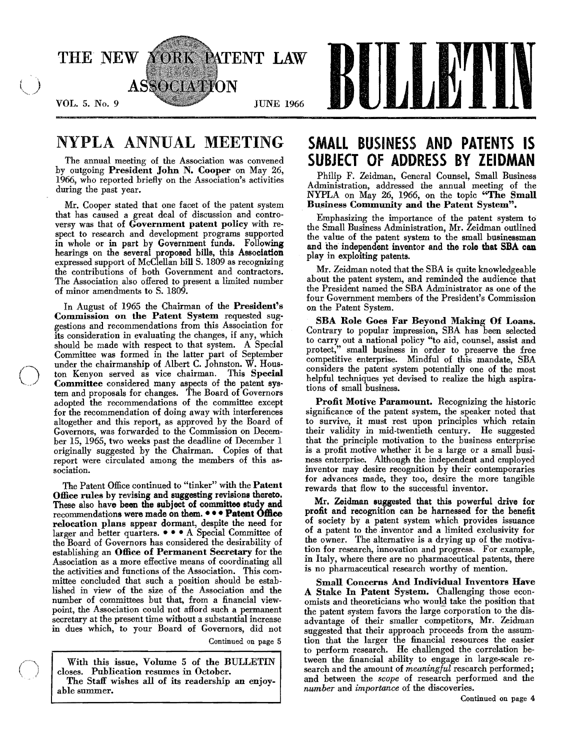# THE NEW YORK PATENT LAW ASSOCIATION BULLETIN

VOL. 5. No. 9 JUNE 1966

## NYPLA ANNUAL MEETING

The annual meeting of the Association was convened by outgoing **President John N. Cooper** on May 26, 1966, who reported briefly on the Association's activities during the past year.

Mr. Cooper stated that one facet of the patent system that has caused a great deal of discussion and controversy was that of **Government patent policy** with respect to research and development programs supported in whole or in part by Government funds. Following hearings on the several proposed bills, this **Association** expressed support of McClellan bill S. 1809 as recognizing the contributions of both Government and contractors. The Association also offered to present a limited number of minor amendments to S. 1809.

In August of 1965 the Chairman of the **President's Commission on the Patent System** requested suggestions and recommendations from this Association for its consideration in evaluating the changes, if any, which should be made with respect to that system. A Special Committee was formed in the latter part of September under the chairmanship of Albert C. Johnston. W. Houston Kenyon served as vice chairman. This **Special Committee** considered many aspects of the patent system and proposals for changes. The Board of Governors adopted the recommendations of the committee except for the recommendation of doing away with interferences altogether and this report, as approved by the Board of Governors, was forwarded to the Commission on December 15, 1965, two weeks past the deadline of December 1 originally suggested by the Chairman. Copies of that report were circulated among the members of this association.

The Patent Office continued to "tinker" with the **Patent Office rules** by revising and suggesting revisions thereto. These also have been the subject of committee study and recommendations were made on them. • • • **Patent Office relocation plans** appear dormant, despite the need for larger and better quarters. • • • A Special Committee of the Board of Governors has considered the desirability of establishing an **Office of Permanent Secretary** for the Association as a more effective means of coordinating all the activities and functions of the Association. This committee concluded that such a position should be established in view of the size of the Association and the number of committees but that, from a financial viewpoint, the Association could not afford such a permanent secretary at the present time without a substantial increase in dues which, to your Board of Governors, did not

Continued on page 5

> With this issue, Volume 5 of the BULLETIN closes. Publication resumes in October.
> The Staff wishes all of its readership an enjoyable summer.

## SMALL BUSINESS AND PATENTS IS SUBJECT OF ADDRESS BY ZEIDMAN

Philip F. Zeidman, General Counsel, Small Business Administration, addressed the annual meeting of the NYPLA on May 26, 1966, on the topic **"The Small Business Community and the Patent System"**.

Emphasizing the importance of the patent system to the Small Business Administration, Mr. Zeidman outlined the value of the patent system to the small businessman and the independent inventor and the role that SBA can play in exploiting patents.

Mr. Zeidman noted that the SBA is quite knowledgeable about the patent system, and reminded the audience that the President named the SBA Administrator as one of the four Government members of the President's Commission on the Patent System.

**SBA Role Goes Far Beyond Making Of Loans.** Contrary to popular impression, SBA has been selected to carry out a national policy "to aid, counsel, assist and protect," small business in order to preserve the free competitive enterprise. Mindful of this mandate, SBA considers the patent system potentially one of the most helpful techniques yet devised to realize the high aspirations of small business.

**Profit Motive Paramount.** Recognizing the historic significance of the patent system, the speaker noted that to survive, it must rest upon principles which retain their validity in mid-twentieth century. He suggested that the principle motivation to the business enterprise is a profit motive whether it be a large or a small business enterprise. Although the independent and employed inventor may desire recognition by their contemporaries for advances made, they too, desire the more tangible rewards that flow to the successful inventor.

**Mr. Zeidman suggested that this powerful drive for profit and recognition can be harnessed for the benefit** of society by a patent system which provides issuance of a patent to the inventor and a limited exclusivity for the owner. The alternative is a drying up of the motivation for research, innovation and progress. For example, in Italy, where there are no pharmaceutical patents, there is no pharmaceutical research worthy of mention.

**Small Concerns And Individual Inventors Have A Stake In Patent System.** Challenging those economists and theoreticians who would take the position that the patent system favors the large corporation to the disadvantage of their smaller competitors, Mr. Zeidman suggested that their approach proceeds from the assumption that the larger the financial resources the easier to perform research. He challenged the correlation between the financial ability to engage in large-scale research and the amount of *meaningful* research performed; and between the *scope* of research performed and the *number* and *importance* of the discoveries.

Continued on page 4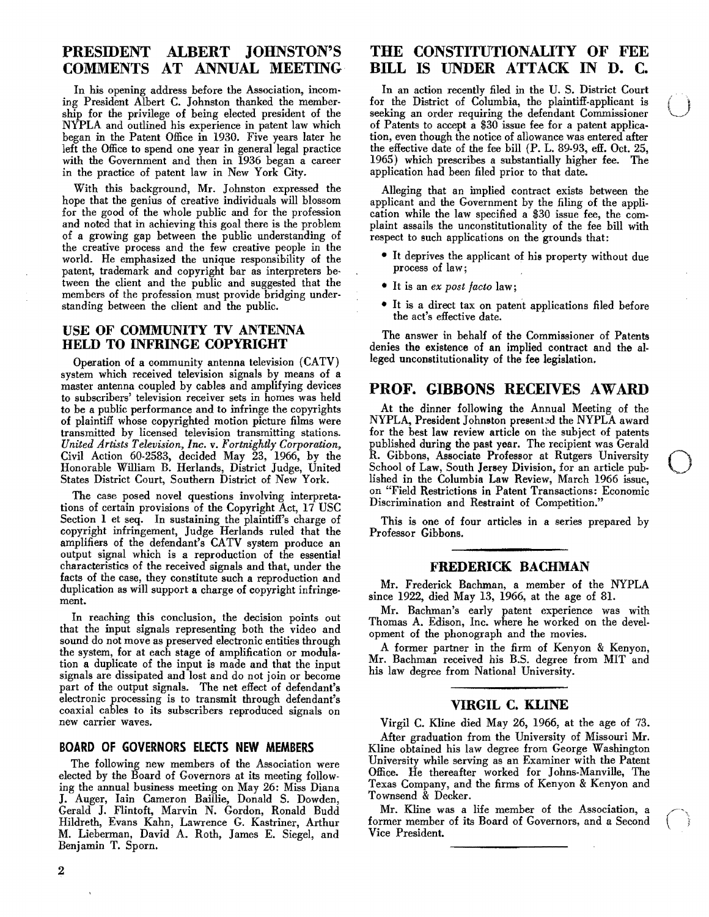## PRESIDENT ALBERT JOHNSTON'S COMMENTS AT ANNUAL MEETING

In his opening address before the Association, incoming President Albert C. Johnston thanked the membership for the privilege of being elected president of the NYPLA and outlined his experience in patent law which began in the Patent Office in 1930. Five years later he left the Office to spend one year in general legal practice with the Government and then in 1936 began a career in the practice of patent law in New York City.

With this background, Mr. Johnston expressed the hope that the genius of creative individuals will blossom for the good of the whole public and for the profession and noted that in achieving this goal there is the problem of a growing gap between the public understanding of the creative process and the few creative people in the world. He emphasized the unique responsibility of the patent, trademark and copyright bar as interpreters between the client and the public and suggested that the members of the profession must provide bridging understanding between the client and the public.

## USE OF COMMUNITY TV ANTENNA HELD TO INFRINGE COPYRIGHT

Operation of a community antenna television (CATV) system which received television signals by means of a master antenna coupled by cables and amplifying devices to subscribers' television receiver sets in homes was held to be a public performance and to infringe the copyrights of plaintiff whose copyrighted motion picture films were transmitted by licensed television transmitting stations. *United Artists Television, Inc.* v. *Fortnightly Corporation,* Civil Action 60-2583, decided May 23, 1966, by the Honorable William B. Herlands, District Judge, United States District Court, Southern District of New York.

The case posed novel questions involving interpretations of certain provisions of the Copyright Act, 17 USC Section 1 et seq. In sustaining the plaintiff's charge of copyright infringement, Judge Herlands ruled that the amplifiers of the defendant's CATV system produce an output signal which is a reproduction of the essential characteristics of the received signals and that, under the facts of the case, they constitute such a reproduction and duplication as will support a charge of copyright infringement.

In reaching this conclusion, the decision points out that the input signals representing both the video and sound do not move as preserved electronic entities through the system, for at each stage of amplification or modulation a duplicate of the input is made and that the input signals are dissipated and lost and do not join or become part of the output signals. The net effect of defendant's electronic processing is to transmit through defendant's coaxial cables to its subscribers reproduced signals on new carrier waves.

## BOARD OF GOVERNORS ELECTS NEW MEMBERS

The following new members of the Association were elected by the Board of Governors at its meeting following the annual business meeting on May 26: Miss Diana J. Auger, Iain Cameron Baillie, Donald S. Dowden, Gerald J. Flintoft, Marvin N. Gordon, Ronald Budd Hildreth, Evans Kahn, Lawrence G. Kastriner, Arthur M. Lieberman, David A. Roth, James E. Siegel, and Benjamin T. Sporn.

## THE CONSTITUTIONALITY OF FEE BILL IS UNDER ATTACK IN D. C.

In an action recently filed in the U. S. District Court for the District of Columbia, the plaintiff-applicant is seeking an order requiring the defendant Commissioner of Patents to accept a $30 issue fee for a patent application, even though the notice of allowance was entered after the effective date of the fee bill (P. L. 89-93, eff. Oct. 25, 1965) which prescribes a substantially higher fee. The application had been filed prior to that date.

Alleging that an implied contract exists between the applicant and the Government by the filing of the application while the law specified a $30 issue fee, the complaint assails the unconstitutionality of the fee bill with respect to such applications on the grounds that:

- It deprives the applicant of his property without due process of law;
- It is an *ex post facto* law;
- It is a direct tax on patent applications filed before the act's effective date.

The answer in behalf of the Commissioner of Patents denies the existence of an implied contract and the alleged unconstitutionality of the fee legislation.

## PROF. GIBBONS RECEIVES AWARD

At the dinner following the Annual Meeting of the NYPLA, President Johnston presented the NYPLA award for the best law review article on the subject of patents published during the past year. The recipient was Gerald R. Gibbons, Associate Professor at Rutgers University School of Law, South Jersey Division, for an article published in the Columbia Law Review, March 1966 issue, on "Field Restrictions in Patent Transactions: Economic Discrimination and Restraint of Competition."

This is one of four articles in a series prepared by Professor Gibbons.

### FREDERICK BACHMAN

Mr. Frederick Bachman, a member of the NYPLA since 1922, died May 13, 1966, at the age of 81.

Mr. Bachman's early patent experience was with Thomas A. Edison, Inc. where he worked on the development of the phonograph and the movies.

A former partner in the firm of Kenyon & Kenyon, Mr. Bachman received his B.S. degree from MIT and his law degree from National University.

### VIRGIL C. KLINE

Virgil C. Kline died May 26, 1966, at the age of 73.

After graduation from the University of Missouri Mr. Kline obtained his law degree from George Washington University while serving as an Examiner with the Patent Office. He thereafter worked for Johns-Manville, The Texas Company, and the firms of Kenyon & Kenyon and Townsend & Decker.

Mr. Kline was a life member of the Association, a former member of its Board of Governors, and a Second Vice President.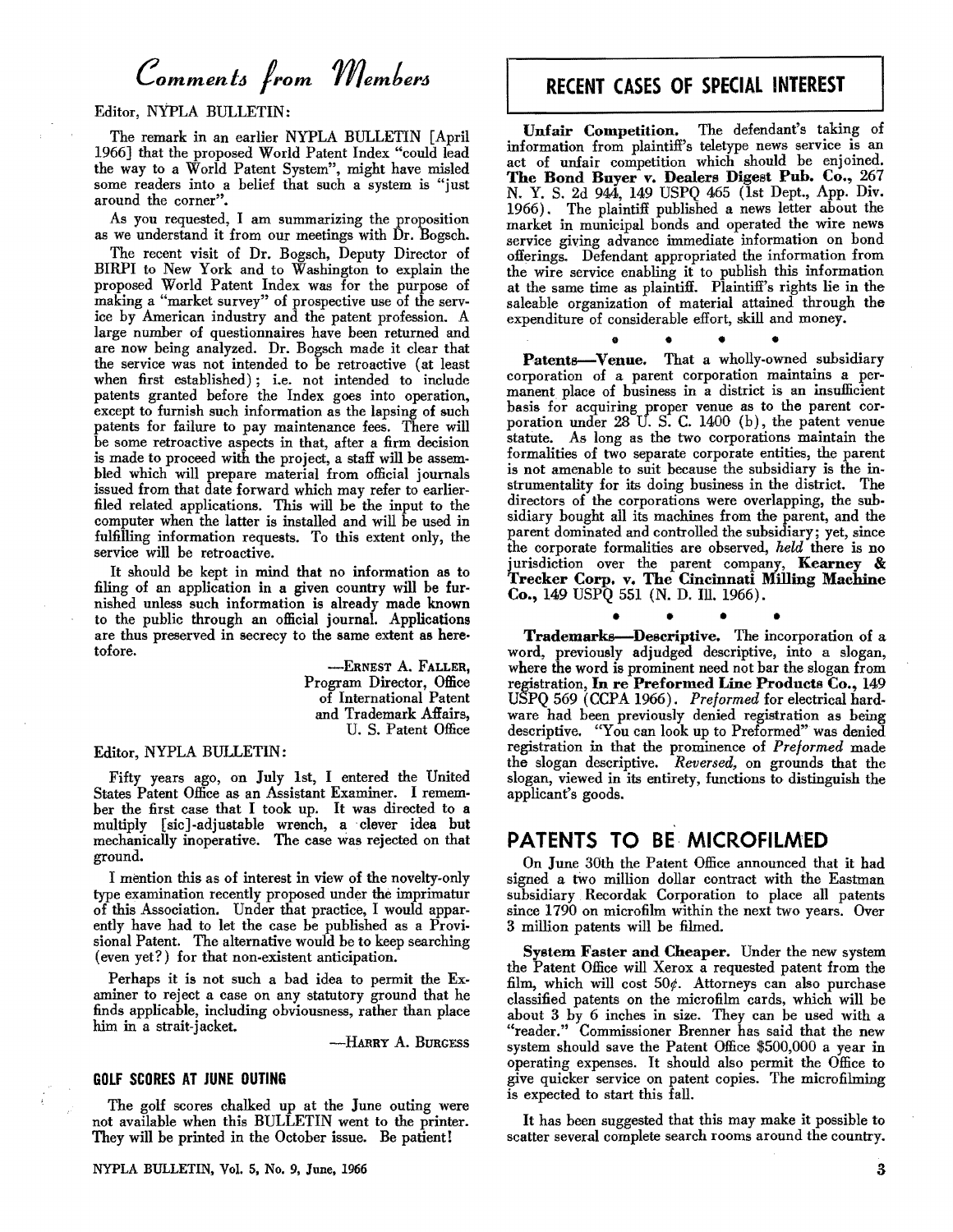# Comments from Members

Editor, NYPLA BULLETIN:

The remark in an earlier NYPLA BULLETIN [April 1966] that the proposed World Patent Index "could lead the way to a World Patent System", might have misled some readers into a belief that such a system is "just around the corner".

As you requested, I am summarizing the proposition as we understand it from our meetings with Dr. Bogsch.

The recent visit of Dr. Bogsch, Deputy Director of BIRPI to New York and to Washington to explain the proposed World Patent Index was for the purpose of making a "market survey" of prospective use of the service by American industry and the patent profession. A large number of questionnaires have been returned and are now being analyzed. Dr. Bogsch made it clear that the service was not intended to be retroactive (at least when first established); i.e. not intended to include patents granted before the Index goes into operation, except to furnish such information as the lapsing of such patents for failure to pay maintenance fees. There will be some retroactive aspects in that, after a firm decision is made to proceed with the project, a staff will be assembled which will prepare material from official journals issued from that date forward which may refer to earlier-filed related applications. This will be the input to the computer when the latter is installed and will be used in fulfilling information requests. To this extent only, the service will be retroactive.

It should be kept in mind that no information as to filing of an application in a given country will be furnished unless such information is already made known to the public through an official journal. Applications are thus preserved in secrecy to the same extent as heretofore.

—ERNEST A. FALLER,
Program Director, Office of International Patent and Trademark Affairs, U. S. Patent Office

Editor, NYPLA BULLETIN:

Fifty years ago, on July 1st, I entered the United States Patent Office as an Assistant Examiner. I remember the first case that I took up. It was directed to a multiply [sic]-adjustable wrench, a clever idea but mechanically inoperative. The case was rejected on that ground.

I mention this as of interest in view of the novelty-only type examination recently proposed under the imprimatur of this Association. Under that practice, I would apparently have had to let the case be published as a Provisional Patent. The alternative would be to keep searching (even yet?) for that non-existent anticipation.

Perhaps it is not such a bad idea to permit the Examiner to reject a case on any statutory ground that he finds applicable, including obviousness, rather than place him in a strait-jacket.

—HARRY A. BURGESS

### GOLF SCORES AT JUNE OUTING

The golf scores chalked up at the June outing were not available when this BULLETIN went to the printer. They will be printed in the October issue. Be patient!

## RECENT CASES OF SPECIAL INTEREST

**Unfair Competition.** The defendant's taking of information from plaintiff's teletype news service is an act of unfair competition which should be enjoined. **The Bond Buyer v. Dealers Digest Pub. Co.,** 267 N. Y. S. 2d 944, 149 USPQ 465 (1st Dept., App. Div. 1966). The plaintiff published a news letter about the market in municipal bonds and operated the wire news service giving advance immediate information on bond offerings. Defendant appropriated the information from the wire service enabling it to publish this information at the same time as plaintiff. Plaintiff's rights lie in the saleable organization of material attained through the expenditure of considerable effort, skill and money.

• • • •

**Patents—Venue.** That a wholly-owned subsidiary corporation of a parent corporation maintains a permanent place of business in a district is an insufficient basis for acquiring proper venue as to the parent corporation under 28 U. S. C. 1400 (b), the patent venue statute. As long as the two corporations maintain the formalities of two separate corporate entities, the parent is not amenable to suit because the subsidiary is the instrumentality for its doing business in the district. The directors of the corporations were overlapping, the subsidiary bought all its machines from the parent, and the parent dominated and controlled the subsidiary; yet, since the corporate formalities are observed, *held* there is no jurisdiction over the parent company, **Kearney & Trecker Corp. v. The Cincinnati Milling Machine Co.,** 149 USPQ 551 (N. D. Ill. 1966).

• • • •

**Trademarks—Descriptive.** The incorporation of a word, previously adjudged descriptive, into a slogan, where the word is prominent need not bar the slogan from registration, **In re Preformed Line Products Co.,** 149 USPQ 569 (CCPA 1966). *Preformed* for electrical hardware had been previously denied registration as being descriptive. "You can look up to Preformed" was denied registration in that the prominence of *Preformed* made the slogan descriptive. *Reversed,* on grounds that the slogan, viewed in its entirety, functions to distinguish the applicant's goods.

## PATENTS TO BE MICROFILMED

On June 30th the Patent Office announced that it had signed a two million dollar contract with the Eastman subsidiary Recordak Corporation to place all patents since 1790 on microfilm within the next two years. Over 3 million patents will be filmed.

**System Faster and Cheaper.** Under the new system the Patent Office will Xerox a requested patent from the film, which will cost 50¢. Attorneys can also purchase classified patents on the microfilm cards, which will be about 3 by 6 inches in size. They can be used with a "reader." Commissioner Brenner has said that the new system should save the Patent Office $500,000 a year in operating expenses. It should also permit the Office to give quicker service on patent copies. The microfilming is expected to start this fall.

It has been suggested that this may make it possible to scatter several complete search rooms around the country.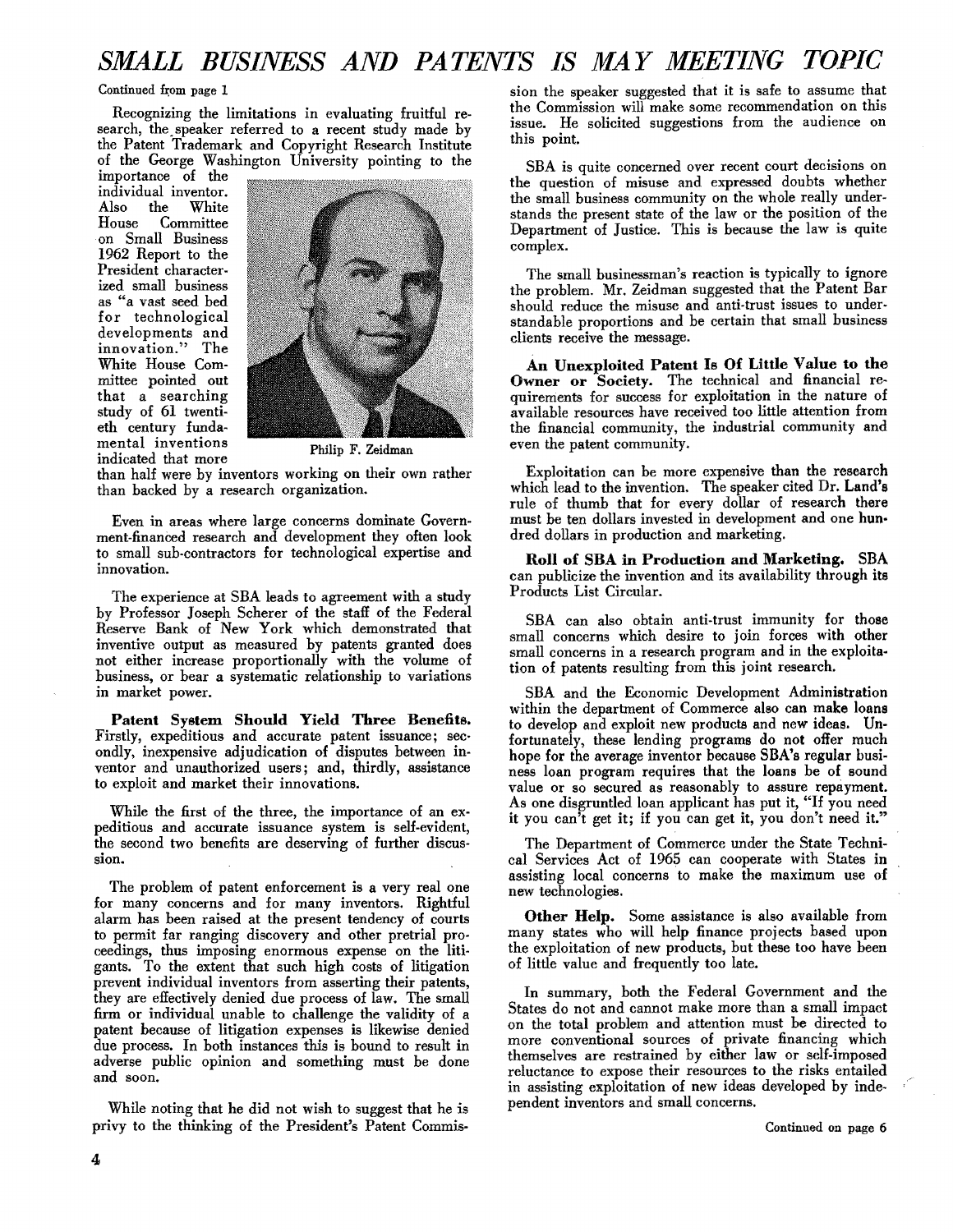# SMALL BUSINESS AND PATENTS IS MAY MEETING TOPIC

Continued from page 1

Recognizing the limitations in evaluating fruitful research, the speaker referred to a recent study made by the Patent Trademark and Copyright Research Institute of the George Washington University pointing to the importance of the individual inventor. Also the White House Committee on Small Business 1962 Report to the President characterized small business as "a vast seed bed for technological developments and innovation." The White House Committee pointed out that a searching study of 61 twentieth century fundamental inventions indicated that more than half were by inventors working on their own rather than backed by a research organization.

Philip F. Zeidman

Even in areas where large concerns dominate Government-financed research and development they often look to small sub-contractors for technological expertise and innovation.

The experience at SBA leads to agreement with a study by Professor Joseph Scherer of the staff of the Federal Reserve Bank of New York which demonstrated that inventive output as measured by patents granted does not either increase proportionally with the volume of business, or bear a systematic relationship to variations in market power.

**Patent System Should Yield Three Benefits.** Firstly, expeditious and accurate patent issuance; secondly, inexpensive adjudication of disputes between inventor and unauthorized users; and, thirdly, assistance to exploit and market their innovations.

While the first of the three, the importance of an expeditious and accurate issuance system is self-evident, the second two benefits are deserving of further discussion.

The problem of patent enforcement is a very real one for many concerns and for many inventors. Rightful alarm has been raised at the present tendency of courts to permit far ranging discovery and other pretrial proceedings, thus imposing enormous expense on the litigants. To the extent that such high costs of litigation prevent individual inventors from asserting their patents, they are effectively denied due process of law. The small firm or individual unable to challenge the validity of a patent because of litigation expenses is likewise denied due process. In both instances this is bound to result in adverse public opinion and something must be done and soon.

While noting that he did not wish to suggest that he is privy to the thinking of the President's Patent Commission the speaker suggested that it is safe to assume that the Commission will make some recommendation on this issue. He solicited suggestions from the audience on this point.

SBA is quite concerned over recent court decisions on the question of misuse and expressed doubts whether the small business community on the whole really understands the present state of the law or the position of the Department of Justice. This is because the law is quite complex.

The small businessman's reaction is typically to ignore the problem. Mr. Zeidman suggested that the Patent Bar should reduce the misuse and anti-trust issues to understandable proportions and be certain that small business clients receive the message.

**An Unexploited Patent Is Of Little Value to the Owner or Society.** The technical and financial requirements for success for exploitation in the nature of available resources have received too little attention from the financial community, the industrial community and even the patent community.

Exploitation can be more expensive than the research which lead to the invention. The speaker cited Dr. Land's rule of thumb that for every dollar of research there must be ten dollars invested in development and one hundred dollars in production and marketing.

**Roll of SBA in Production and Marketing.** SBA can publicize the invention and its availability through its Products List Circular.

SBA can also obtain anti-trust immunity for those small concerns which desire to join forces with other small concerns in a research program and in the exploitation of patents resulting from this joint research.

SBA and the Economic Development Administration within the department of Commerce also can make loans to develop and exploit new products and new ideas. Unfortunately, these lending programs do not offer much hope for the average inventor because SBA's regular business loan program requires that the loans be of sound value or so secured as reasonably to assure repayment. As one disgruntled loan applicant has put it, "If you need it you can't get it; if you can get it, you don't need it."

The Department of Commerce under the State Technical Services Act of 1965 can cooperate with States in assisting local concerns to make the maximum use of new technologies.

**Other Help.** Some assistance is also available from many states who will help finance projects based upon the exploitation of new products, but these too have been of little value and frequently too late.

In summary, both the Federal Government and the States do not and cannot make more than a small impact on the total problem and attention must be directed to more conventional sources of private financing which themselves are restrained by either law or self-imposed reluctance to expose their resources to the risks entailed in assisting exploitation of new ideas developed by independent inventors and small concerns.

Continued on page 6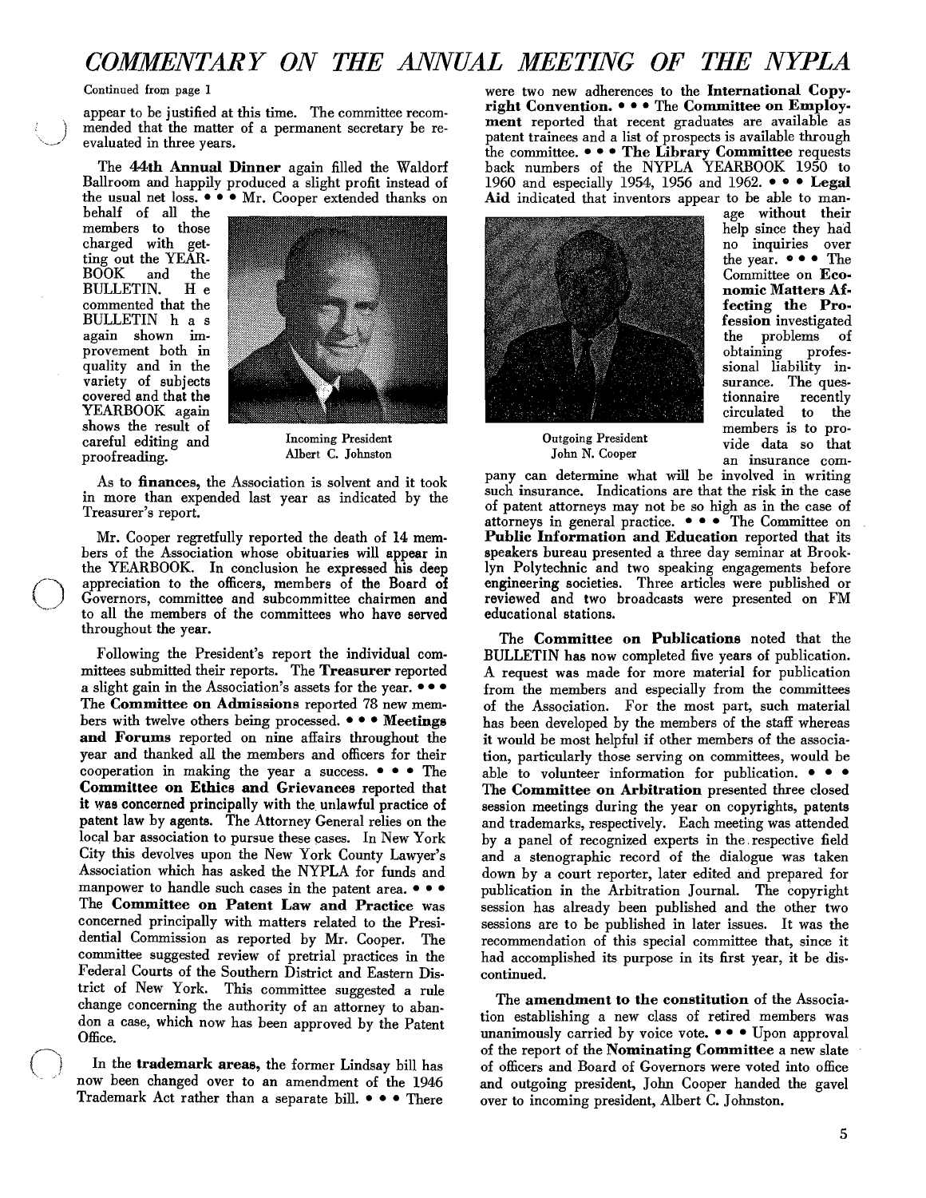# COMMENTARY ON THE ANNUAL MEETING OF THE NYPLA

Continued from page 1

appear to be justified at this time. The committee recommended that the matter of a permanent secretary be re-evaluated in three years.

The **44th Annual Dinner** again filled the Waldorf Ballroom and happily produced a slight profit instead of the usual net loss. • • • Mr. Cooper extended thanks on behalf of all the members to those charged with getting out the YEARBOOK and the BULLETIN. He commented that the BULLETIN has again shown improvement both in quality and in the variety of subjects covered and that the YEARBOOK again shows the result of careful editing and proofreading.

Incoming President
Albert C. Johnston

As to **finances,** the Association is solvent and it took in more than expended last year as indicated by the Treasurer's report.

Mr. Cooper regretfully reported the death of 14 members of the Association whose obituaries will appear in the YEARBOOK. In conclusion he expressed his deep appreciation to the officers, members of the Board of Governors, committee and subcommittee chairmen and to all the members of the committees who have served throughout the year.

Following the President's report the individual committees submitted their reports. The **Treasurer** reported a slight gain in the Association's assets for the year. • • • The **Committee on Admissions** reported 78 new members with twelve others being processed. • • • **Meetings and Forums** reported on nine affairs throughout the year and thanked all the members and officers for their cooperation in making the year a success. • • • The **Committee on Ethics and Grievances** reported that it was concerned principally with the unlawful practice of patent law by agents. The Attorney General relies on the local bar association to pursue these cases. In New York City this devolves upon the New York County Lawyer's Association which has asked the NYPLA for funds and manpower to handle such cases in the patent area. • • • The **Committee on Patent Law and Practice** was concerned principally with matters related to the Presidential Commission as reported by Mr. Cooper. The committee suggested review of pretrial practices in the Federal Courts of the Southern District and Eastern District of New York. This committee suggested a rule change concerning the authority of an attorney to abandon a case, which now has been approved by the Patent Office.

In the **trademark areas,** the former Lindsay bill has now been changed over to an amendment of the 1946 Trademark Act rather than a separate bill. • • • There were two new adherences to the **International Copyright Convention.** • • • The **Committee on Employment** reported that recent graduates are available as patent trainees and a list of prospects is available through the committee. • • • **The Library Committee** requests back numbers of the NYPLA YEARBOOK 1950 to 1960 and especially 1954, 1956 and 1962. • • • **Legal Aid** indicated that inventors appear to be able to manage without their help since they had no inquiries over the year. • • • The Committee on **Economic Matters Affecting the Profession** investigated the problems of obtaining professional liability insurance. The questionnaire recently circulated to the members is to provide data so that an insurance company can determine what will be involved in writing such insurance. Indications are that the risk in the case of patent attorneys may not be so high as in the case of attorneys in general practice. • • • The Committee on **Public Information and Education** reported that its speakers bureau presented a three day seminar at Brooklyn Polytechnic and two speaking engagements before engineering societies. Three articles were published or reviewed and two broadcasts were presented on FM educational stations.

Outgoing President
John N. Cooper

The **Committee on Publications** noted that the BULLETIN has now completed five years of publication. A request was made for more material for publication from the members and especially from the committees of the Association. For the most part, such material has been developed by the members of the staff whereas it would be most helpful if other members of the association, particularly those serving on committees, would be able to volunteer information for publication. • • • **The Committee on Arbitration** presented three closed session meetings during the year on copyrights, patents and trademarks, respectively. Each meeting was attended by a panel of recognized experts in the respective field and a stenographic record of the dialogue was taken down by a court reporter, later edited and prepared for publication in the Arbitration Journal. The copyright session has already been published and the other two sessions are to be published in later issues. It was the recommendation of this special committee that, since it had accomplished its purpose in its first year, it be discontinued.

The **amendment to the constitution** of the Association establishing a new class of retired members was unanimously carried by voice vote. • • • Upon approval of the report of the **Nominating Committee** a new slate of officers and Board of Governors were voted into office and outgoing president, John Cooper handed the gavel over to incoming president, Albert C. Johnston.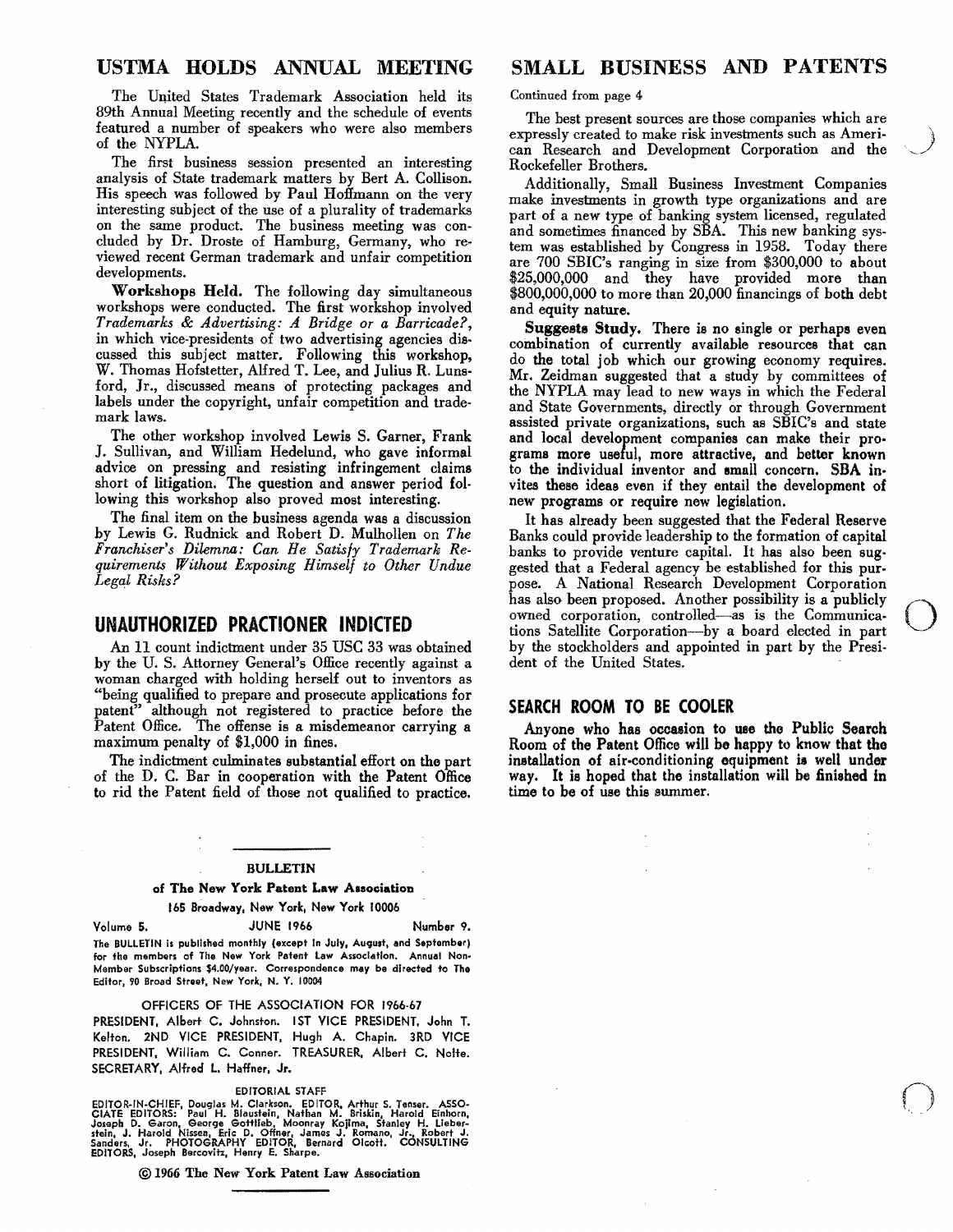## USTMA HOLDS ANNUAL MEETING

The United States Trademark Association held its 89th Annual Meeting recently and the schedule of events featured a number of speakers who were also members of the NYPLA.

The first business session presented an interesting analysis of State trademark matters by Bert A. Collison. His speech was followed by Paul Hoffmann on the very interesting subject of the use of a plurality of trademarks on the same product. The business meeting was concluded by Dr. Droste of Hamburg, Germany, who reviewed recent German trademark and unfair competition developments.

**Workshops Held.** The following day simultaneous workshops were conducted. The first workshop involved *Trademarks & Advertising: A Bridge or a Barricade?*, in which vice-presidents of two advertising agencies discussed this subject matter. Following this workshop, W. Thomas Hofstetter, Alfred T. Lee, and Julius R. Lunsford, Jr., discussed means of protecting packages and labels under the copyright, unfair competition and trademark laws.

The other workshop involved Lewis S. Garner, Frank J. Sullivan, and William Hedelund, who gave informal advice on pressing and resisting infringement claims short of litigation. The question and answer period following this workshop also proved most interesting.

The final item on the business agenda was a discussion by Lewis G. Rudnick and Robert D. Mulhollen on *The Franchiser's Dilemna: Can He Satisfy Trademark Requirements Without Exposing Himself to Other Undue Legal Risks?*

## UNAUTHORIZED PRACTIONER INDICTED

An 11 count indictment under 35 USC 33 was obtained by the U. S. Attorney General's Office recently against a woman charged with holding herself out to inventors as "being qualified to prepare and prosecute applications for patent" although not registered to practice before the Patent Office. The offense is a misdemeanor carrying a maximum penalty of $1,000 in fines.

The indictment culminates substantial effort on the part of the D. C. Bar in cooperation with the Patent Office to rid the Patent field of those not qualified to practice.

## SMALL BUSINESS AND PATENTS

Continued from page 4

The best present sources are those companies which are expressly created to make risk investments such as American Research and Development Corporation and the Rockefeller Brothers.

Additionally, Small Business Investment Companies make investments in growth type organizations and are part of a new type of banking system licensed, regulated and sometimes financed by SBA. This new banking system was established by Congress in 1958. Today there are 700 SBIC's ranging in size from $300,000 to about $25,000,000 and they have provided more than $800,000,000 to more than 20,000 financings of both debt and equity nature.

**Suggests Study.** There is no single or perhaps even combination of currently available resources that can do the total job which our growing economy requires. Mr. Zeidman suggested that a study by committees of the NYPLA may lead to new ways in which the Federal and State Governments, directly or through Government assisted private organizations, such as SBIC's and state and local development companies can make their programs more useful, more attractive, and better known to the individual inventor and small concern. SBA invites these ideas even if they entail the development of new programs or require new legislation.

It has already been suggested that the Federal Reserve Banks could provide leadership to the formation of capital banks to provide venture capital. It has also been suggested that a Federal agency be established for this purpose. A National Research Development Corporation has also been proposed. Another possibility is a publicly owned corporation, controlled—as is the Communications Satellite Corporation—by a board elected in part by the stockholders and appointed in part by the President of the United States.

## SEARCH ROOM TO BE COOLER

**Anyone who has occasion to use the Public Search Room of the Patent Office will be happy to know that the installation of air-conditioning equipment is well under way. It is hoped that the installation will be finished in time to be of use this summer.**

---

**BULLETIN**

**of The New York Patent Law Association**

165 Broadway, New York, New York 10006

Volume 5. JUNE 1966 Number 9.

The BULLETIN is published monthly (except in July, August, and September) for the members of The New York Patent Law Association. Annual Non-Member Subscriptions $4.00/year. Correspondence may be directed to The Editor, 90 Broad Street, New York, N. Y. 10004

OFFICERS OF THE ASSOCIATION FOR 1966-67

PRESIDENT, Albert C. Johnston. 1ST VICE PRESIDENT, John T. Kelton. 2ND VICE PRESIDENT, Hugh A. Chapin. 3RD VICE PRESIDENT, William C. Conner. TREASURER, Albert C. Nolte. SECRETARY, Alfred L. Haffner, Jr.

EDITORIAL STAFF

EDITOR-IN-CHIEF, Douglas M. Clarkson. EDITOR, Arthur S. Tenser. ASSOCIATE EDITORS: Paul H. Blaustein, Nathan M. Briskin, Harold Einhorn, Joseph D. Garon, George Gottlieb, Moonray Kojima, Stanley H. Lieberstein, J. Harold Nissen, Eric D. Offner, James J. Romano, Jr., Robert J. Sanders, Jr. PHOTOGRAPHY EDITOR, Bernard Olcott. CONSULTING EDITORS, Joseph Bercovitz, Henry E. Sharpe.

© 1966 The New York Patent Law Association